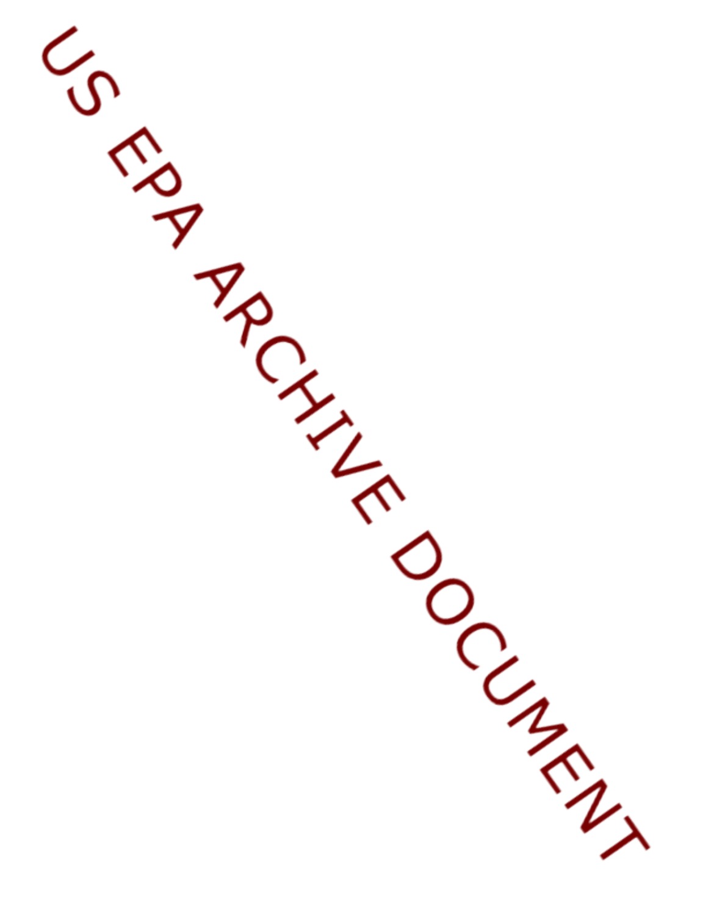US EPA ARCHIVE DOCUMENT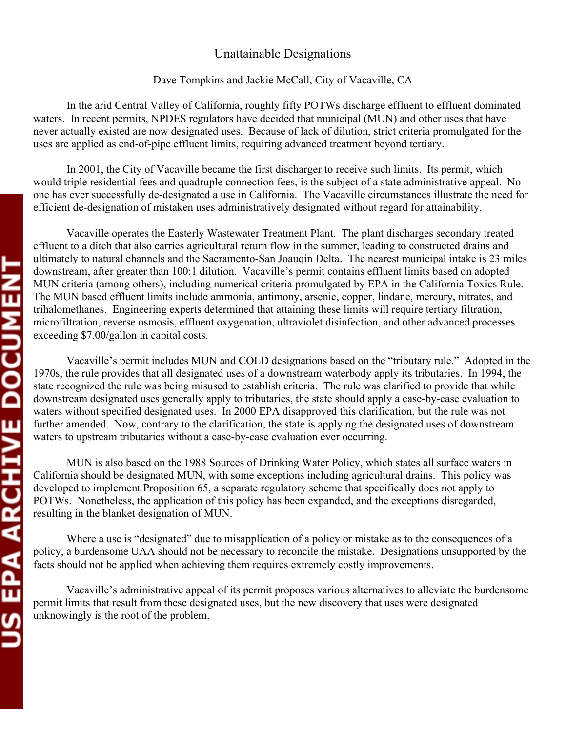# Unattainable Designations

Dave Tompkins and Jackie McCall, City of Vacaville, CA

In the arid Central Valley of California, roughly fifty POTWs discharge effluent to effluent dominated waters. In recent permits, NPDES regulators have decided that municipal (MUN) and other uses that have never actually existed are now designated uses. Because of lack of dilution, strict criteria promulgated for the uses are applied as end-of-pipe effluent limits, requiring advanced treatment beyond tertiary.

In 2001, the City of Vacaville became the first discharger to receive such limits. Its permit, which would triple residential fees and quadruple connection fees, is the subject of a state administrative appeal. No one has ever successfully de-designated a use in California. The Vacaville circumstances illustrate the need for efficient de-designation of mistaken uses administratively designated without regard for attainability.

Vacaville operates the Easterly Wastewater Treatment Plant. The plant discharges secondary treated effluent to a ditch that also carries agricultural return flow in the summer, leading to constructed drains and ultimately to natural channels and the Sacramento-San Joauqin Delta. The nearest municipal intake is 23 miles downstream, after greater than 100:1 dilution. Vacaville's permit contains effluent limits based on adopted MUN criteria (among others), including numerical criteria promulgated by EPA in the California Toxics Rule. The MUN based effluent limits include ammonia, antimony, arsenic, copper, lindane, mercury, nitrates, and trihalomethanes. Engineering experts determined that attaining these limits will require tertiary filtration, microfiltration, reverse osmosis, effluent oxygenation, ultraviolet disinfection, and other advanced processes exceeding $7.00/gallon in capital costs.

Vacaville's permit includes MUN and COLD designations based on the "tributary rule." Adopted in the 1970s, the rule provides that all designated uses of a downstream waterbody apply its tributaries. In 1994, the state recognized the rule was being misused to establish criteria. The rule was clarified to provide that while downstream designated uses generally apply to tributaries, the state should apply a case-by-case evaluation to waters without specified designated uses. In 2000 EPA disapproved this clarification, but the rule was not further amended. Now, contrary to the clarification, the state is applying the designated uses of downstream waters to upstream tributaries without a case-by-case evaluation ever occurring.

MUN is also based on the 1988 Sources of Drinking Water Policy, which states all surface waters in California should be designated MUN, with some exceptions including agricultural drains. This policy was developed to implement Proposition 65, a separate regulatory scheme that specifically does not apply to POTWs. Nonetheless, the application of this policy has been expanded, and the exceptions disregarded, resulting in the blanket designation of MUN.

Where a use is "designated" due to misapplication of a policy or mistake as to the consequences of a policy, a burdensome UAA should not be necessary to reconcile the mistake. Designations unsupported by the facts should not be applied when achieving them requires extremely costly improvements.

Vacaville's administrative appeal of its permit proposes various alternatives to alleviate the burdensome permit limits that result from these designated uses, but the new discovery that uses were designated unknowingly is the root of the problem.